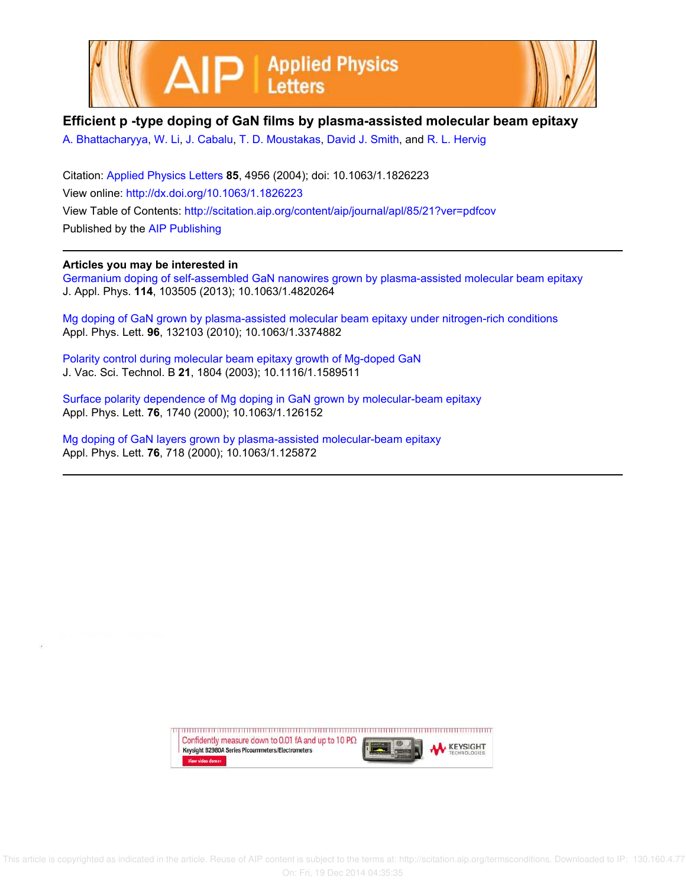# Efficient p -type doping of GaN films by plasma-assisted molecular beam epitaxy

A. Bhattacharyya, W. Li, J. Cabalu, T. D. Moustakas, David J. Smith, and R. L. Hervig

Citation: Applied Physics Letters **85**, 4956 (2004); doi: 10.1063/1.1826223

View online: http://dx.doi.org/10.1063/1.1826223

View Table of Contents: http://scitation.aip.org/content/aip/journal/apl/85/21?ver=pdfcov

Published by the AIP Publishing

## Articles you may be interested in

Germanium doping of self-assembled GaN nanowires grown by plasma-assisted molecular beam epitaxy
J. Appl. Phys. **114**, 103505 (2013); 10.1063/1.4820264

Mg doping of GaN grown by plasma-assisted molecular beam epitaxy under nitrogen-rich conditions
Appl. Phys. Lett. **96**, 132103 (2010); 10.1063/1.3374882

Polarity control during molecular beam epitaxy growth of Mg-doped GaN
J. Vac. Sci. Technol. B **21**, 1804 (2003); 10.1116/1.1589511

Surface polarity dependence of Mg doping in GaN grown by molecular-beam epitaxy
Appl. Phys. Lett. **76**, 1740 (2000); 10.1063/1.126152

Mg doping of GaN layers grown by plasma-assisted molecular-beam epitaxy
Appl. Phys. Lett. **76**, 718 (2000); 10.1063/1.125872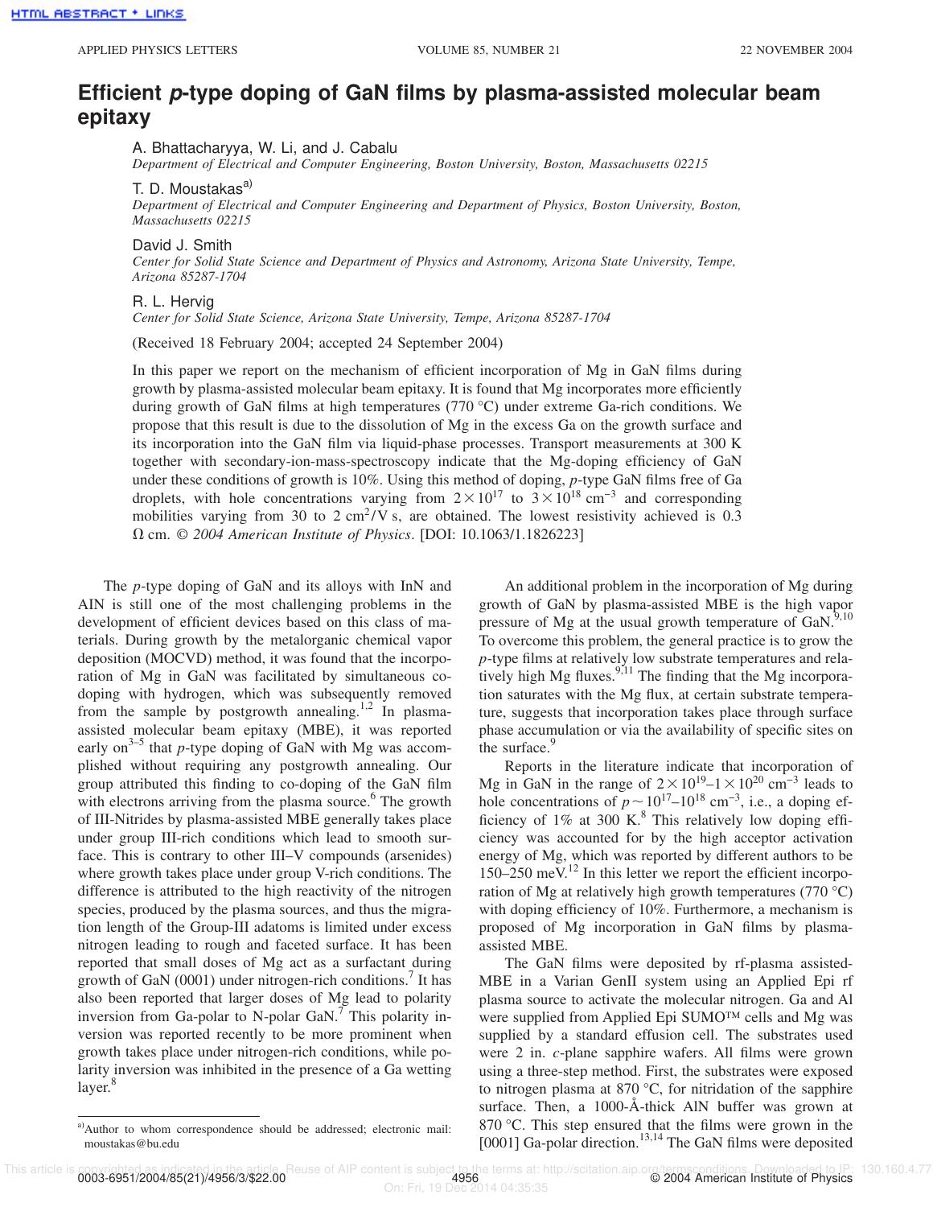# Efficient *p*-type doping of GaN films by plasma-assisted molecular beam epitaxy

A. Bhattacharyya, W. Li, and J. Cabalu
*Department of Electrical and Computer Engineering, Boston University, Boston, Massachusetts 02215*

T. D. Moustakas[a]
*Department of Electrical and Computer Engineering and Department of Physics, Boston University, Boston, Massachusetts 02215*

David J. Smith
*Center for Solid State Science and Department of Physics and Astronomy, Arizona State University, Tempe, Arizona 85287-1704*

R. L. Hervig
*Center for Solid State Science, Arizona State University, Tempe, Arizona 85287-1704*

(Received 18 February 2004; accepted 24 September 2004)

In this paper we report on the mechanism of efficient incorporation of Mg in GaN films during growth by plasma-assisted molecular beam epitaxy. It is found that Mg incorporates more efficiently during growth of GaN films at high temperatures (770 °C) under extreme Ga-rich conditions. We propose that this result is due to the dissolution of Mg in the excess Ga on the growth surface and its incorporation into the GaN film via liquid-phase processes. Transport measurements at 300 K together with secondary-ion-mass-spectroscopy indicate that the Mg-doping efficiency of GaN under these conditions of growth is 10%. Using this method of doping, *p*-type GaN films free of Ga droplets, with hole concentrations varying from $2\times10^{17}$ to $3\times10^{18}$ cm$^{-3}$ and corresponding mobilities varying from 30 to 2 cm$^2$/V s, are obtained. The lowest resistivity achieved is 0.3 Ω cm. © *2004 American Institute of Physics*. [DOI: 10.1063/1.1826223]

The *p*-type doping of GaN and its alloys with InN and AlN is still one of the most challenging problems in the development of efficient devices based on this class of materials. During growth by the metalorganic chemical vapor deposition (MOCVD) method, it was found that the incorporation of Mg in GaN was facilitated by simultaneous co-doping with hydrogen, which was subsequently removed from the sample by postgrowth annealing.[1,2] In plasma-assisted molecular beam epitaxy (MBE), it was reported early on[3–5] that *p*-type doping of GaN with Mg was accomplished without requiring any postgrowth annealing. Our group attributed this finding to co-doping of the GaN film with electrons arriving from the plasma source.[6] The growth of III-Nitrides by plasma-assisted MBE generally takes place under group III-rich conditions which lead to smooth surface. This is contrary to other III–V compounds (arsenides) where growth takes place under group V-rich conditions. The difference is attributed to the high reactivity of the nitrogen species, produced by the plasma sources, and thus the migration length of the Group-III adatoms is limited under excess nitrogen leading to rough and faceted surface. It has been reported that small doses of Mg act as a surfactant during growth of GaN (0001) under nitrogen-rich conditions.[7] It has also been reported that larger doses of Mg lead to polarity inversion from Ga-polar to N-polar GaN.[7] This polarity inversion was reported recently to be more prominent when growth takes place under nitrogen-rich conditions, while polarity inversion was inhibited in the presence of a Ga wetting layer.[8]

An additional problem in the incorporation of Mg during growth of GaN by plasma-assisted MBE is the high vapor pressure of Mg at the usual growth temperature of GaN.[9,10] To overcome this problem, the general practice is to grow the *p*-type films at relatively low substrate temperatures and relatively high Mg fluxes.[9,11] The finding that the Mg incorporation saturates with the Mg flux, at certain substrate temperature, suggests that incorporation takes place through surface phase accumulation or via the availability of specific sites on the surface.[9]

Reports in the literature indicate that incorporation of Mg in GaN in the range of $2\times10^{19}$–$1\times10^{20}$ cm$^{-3}$ leads to hole concentrations of $p\sim10^{17}$–$10^{18}$ cm$^{-3}$, i.e., a doping efficiency of 1% at 300 K.[8] This relatively low doping efficiency was accounted for by the high acceptor activation energy of Mg, which was reported by different authors to be 150–250 meV.[12] In this letter we report the efficient incorporation of Mg at relatively high growth temperatures (770 °C) with doping efficiency of 10%. Furthermore, a mechanism is proposed of Mg incorporation in GaN films by plasma-assisted MBE.

The GaN films were deposited by rf-plasma assisted-MBE in a Varian GenII system using an Applied Epi rf plasma source to activate the molecular nitrogen. Ga and Al were supplied from Applied Epi SUMO™ cells and Mg was supplied by a standard effusion cell. The substrates used were 2 in. *c*-plane sapphire wafers. All films were grown using a three-step method. First, the substrates were exposed to nitrogen plasma at 870 °C, for nitridation of the sapphire surface. Then, a 1000-Å-thick AlN buffer was grown at 870 °C. This step ensured that the films were grown in the [0001] Ga-polar direction.[13,14] The GaN films were deposited

[a]Author to whom correspondence should be addressed; electronic mail: moustakas@bu.edu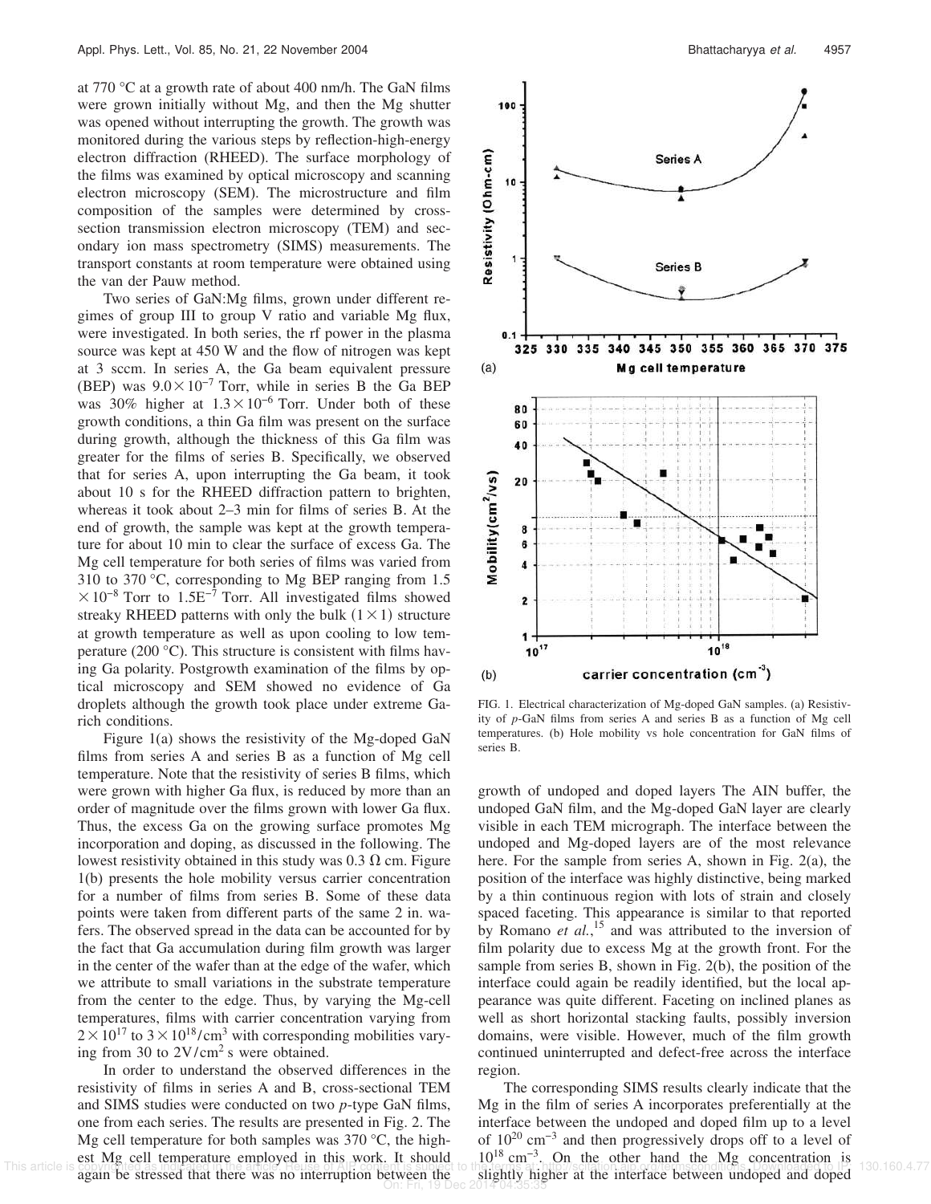at 770 °C at a growth rate of about 400 nm/h. The GaN films were grown initially without Mg, and then the Mg shutter was opened without interrupting the growth. The growth was monitored during the various steps by reflection-high-energy electron diffraction (RHEED). The surface morphology of the films was examined by optical microscopy and scanning electron microscopy (SEM). The microstructure and film composition of the samples were determined by cross-section transmission electron microscopy (TEM) and secondary ion mass spectrometry (SIMS) measurements. The transport constants at room temperature were obtained using the van der Pauw method.

Two series of GaN:Mg films, grown under different regimes of group III to group V ratio and variable Mg flux, were investigated. In both series, the rf power in the plasma source was kept at 450 W and the flow of nitrogen was kept at 3 sccm. In series A, the Ga beam equivalent pressure (BEP) was $9.0 \times 10^{-7}$ Torr, while in series B the Ga BEP was 30% higher at $1.3 \times 10^{-6}$ Torr. Under both of these growth conditions, a thin Ga film was present on the surface during growth, although the thickness of this Ga film was greater for the films of series B. Specifically, we observed that for series A, upon interrupting the Ga beam, it took about 10 s for the RHEED diffraction pattern to brighten, whereas it took about 2–3 min for films of series B. At the end of growth, the sample was kept at the growth temperature for about 10 min to clear the surface of excess Ga. The Mg cell temperature for both series of films was varied from 310 to 370 °C, corresponding to Mg BEP ranging from $1.5 \times 10^{-8}$ Torr to $1.5\text{E}^{-7}$ Torr. All investigated films showed streaky RHEED patterns with only the bulk $(1 \times 1)$ structure at growth temperature as well as upon cooling to low temperature (200 °C). This structure is consistent with films having Ga polarity. Postgrowth examination of the films by optical microscopy and SEM showed no evidence of Ga droplets although the growth took place under extreme Ga-rich conditions.

Figure 1(a) shows the resistivity of the Mg-doped GaN films from series A and series B as a function of Mg cell temperature. Note that the resistivity of series B films, which were grown with higher Ga flux, is reduced by more than an order of magnitude over the films grown with lower Ga flux. Thus, the excess Ga on the growing surface promotes Mg incorporation and doping, as discussed in the following. The lowest resistivity obtained in this study was 0.3 Ω cm. Figure 1(b) presents the hole mobility versus carrier concentration for a number of films from series B. Some of these data points were taken from different parts of the same 2 in. wafers. The observed spread in the data can be accounted for by the fact that Ga accumulation during film growth was larger in the center of the wafer than at the edge of the wafer, which we attribute to small variations in the substrate temperature from the center to the edge. Thus, by varying the Mg-cell temperatures, films with carrier concentration varying from $2 \times 10^{17}$ to $3 \times 10^{18}/\text{cm}^3$ with corresponding mobilities varying from 30 to $2 \text{V/cm}^2 \text{s}$ were obtained.

In order to understand the observed differences in the resistivity of films in series A and B, cross-sectional TEM and SIMS studies were conducted on two *p*-type GaN films, one from each series. The results are presented in Fig. 2. The Mg cell temperature for both samples was 370 °C, the highest Mg cell temperature employed in this work. It should again be stressed that there was no interruption between the

FIG. 1. Electrical characterization of Mg-doped GaN samples. (a) Resistivity of *p*-GaN films from series A and series B as a function of Mg cell temperatures. (b) Hole mobility vs hole concentration for GaN films of series B.

growth of undoped and doped layers The AlN buffer, the undoped GaN film, and the Mg-doped GaN layer are clearly visible in each TEM micrograph. The interface between the undoped and Mg-doped layers are of the most relevance here. For the sample from series A, shown in Fig. 2(a), the position of the interface was highly distinctive, being marked by a thin continuous region with lots of strain and closely spaced faceting. This appearance is similar to that reported by Romano *et al.*,[15] and was attributed to the inversion of film polarity due to excess Mg at the growth front. For the sample from series B, shown in Fig. 2(b), the position of the interface could again be readily identified, but the local appearance was quite different. Faceting on inclined planes as well as short horizontal stacking faults, possibly inversion domains, were visible. However, much of the film growth continued uninterrupted and defect-free across the interface region.

The corresponding SIMS results clearly indicate that the Mg in the film of series A incorporates preferentially at the interface between the undoped and doped film up to a level of $10^{20} \text{cm}^{-3}$ and then progressively drops off to a level of $10^{18} \text{cm}^{-3}$. On the other hand the Mg concentration is slightly higher at the interface between undoped and doped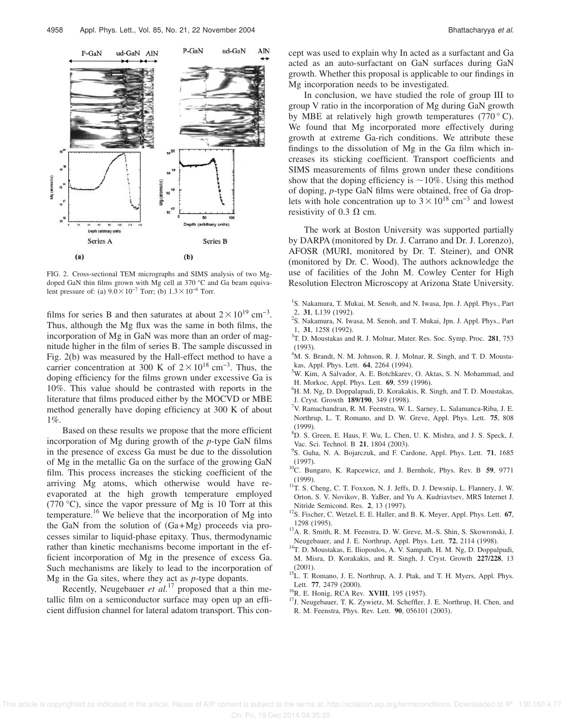P-GaN ud-GaN AlN

P-GaN ud-GaN AlN

Mg (atoms/cc)

Depth (arbitrary units)

Series A

Series B

(a)

(b)

FIG. 2. Cross-sectional TEM micrographs and SIMS analysis of two Mg-doped GaN thin films grown with Mg cell at 370 °C and Ga beam equivalent pressure of: (a) $9.0\times10^{-7}$ Torr; (b) $1.3\times10^{-6}$ Torr.

films for series B and then saturates at about $2\times10^{19}$ cm$^{-3}$. Thus, although the Mg flux was the same in both films, the incorporation of Mg in GaN was more than an order of magnitude higher in the film of series B. The sample discussed in Fig. 2(b) was measured by the Hall-effect method to have a carrier concentration at 300 K of $2\times10^{18}$ cm$^{-3}$. Thus, the doping efficiency for the films grown under excessive Ga is 10%. This value should be contrasted with reports in the literature that films produced either by the MOCVD or MBE method generally have doping efficiency at 300 K of about 1%.

Based on these results we propose that the more efficient incorporation of Mg during growth of the *p*-type GaN films in the presence of excess Ga must be due to the dissolution of Mg in the metallic Ga on the surface of the growing GaN film. This process increases the sticking coefficient of the arriving Mg atoms, which otherwise would have re-evaporated at the high growth temperature employed (770 °C), since the vapor pressure of Mg is 10 Torr at this temperature.[16] We believe that the incorporation of Mg into the GaN from the solution of (Ga+Mg) proceeds via processes similar to liquid-phase epitaxy. Thus, thermodynamic rather than kinetic mechanisms become important in the efficient incorporation of Mg in the presence of excess Ga. Such mechanisms are likely to lead to the incorporation of Mg in the Ga sites, where they act as *p*-type dopants.

Recently, Neugebauer *et al.*[17] proposed that a thin metallic film on a semiconductor surface may open up an efficient diffusion channel for lateral adatom transport. This concept was used to explain why In acted as a surfactant and Ga acted as an auto-surfactant on GaN surfaces during GaN growth. Whether this proposal is applicable to our findings in Mg incorporation needs to be investigated.

In conclusion, we have studied the role of group III to group V ratio in the incorporation of Mg during GaN growth by MBE at relatively high growth temperatures (770° C). We found that Mg incorporated more effectively during growth at extreme Ga-rich conditions. We attribute these findings to the dissolution of Mg in the Ga film which increases its sticking coefficient. Transport coefficients and SIMS measurements of films grown under these conditions show that the doping efficiency is ~10%. Using this method of doping, *p*-type GaN films were obtained, free of Ga droplets with hole concentration up to $3\times10^{18}$ cm$^{-3}$ and lowest resistivity of 0.3 Ω cm.

The work at Boston University was supported partially by DARPA (monitored by Dr. J. Carrano and Dr. J. Lorenzo), AFOSR (MURI, monitored by Dr. T. Steiner), and ONR (monitored by Dr. C. Wood). The authors acknowledge the use of facilities of the John M. Cowley Center for High Resolution Electron Microscopy at Arizona State University.

[1] S. Nakamura, T. Mukai, M. Senoh, and N. Iwasa, Jpn. J. Appl. Phys., Part 2, **31**, L139 (1992).
[2] S. Nakamura, N. Iwasa, M. Senoh, and T. Mukai, Jpn. J. Appl. Phys., Part 1, **31**, 1258 (1992).
[3] T. D. Moustakas and R. J. Molnar, Mater. Res. Soc. Symp. Proc. **281**, 753 (1993).
[4] M. S. Brandt, N. M. Johnson, R. J. Molnar, R. Singh, and T. D. Moustakas, Appl. Phys. Lett. **64**, 2264 (1994).
[5] W. Kim, A Salvador, A. E. Botchkarev, O. Aktas, S. N. Mohammad, and H. Morkoc, Appl. Phys. Lett. **69**, 559 (1996).
[6] H. M. Ng, D. Doppalapudi, D. Korakakis, R. Singh, and T. D. Moustakas, J. Cryst. Growth **189/190**, 349 (1998).
[7] V. Ramachandran, R. M. Feenstra, W. L. Sarney, L. Salamanca-Riba, J. E. Northrup, L. T. Romano, and D. W. Greve, Appl. Phys. Lett. **75**, 808 (1999).
[8] D. S. Green, E. Haus, F. Wu, L. Chen, U. K. Mishra, and J. S. Speck, J. Vac. Sci. Technol. B **21**, 1804 (2003).
[9] S. Guha, N. A. Bojarczuk, and F. Cardone, Appl. Phys. Lett. **71**, 1685 (1997).
[10] C. Bungaro, K. Rapcewicz, and J. Bernholc, Phys. Rev. B **59**, 9771 (1999).
[11] T. S. Cheng, C. T. Foxxon, N. J. Jeffs, D. J. Dewsnip, L. Flannery, J. W. Orton, S. V. Novikov, B. YaBer, and Yu A. Kudriavtsev, MRS Internet J. Nitride Semicond. Res. **2**, 13 (1997).
[12] S. Fischer, C. Wetzel, E. E. Haller, and B. K. Meyer, Appl. Phys. Lett. **67**, 1298 (1995).
[13] A. R. Smith, R. M. Feenstra, D. W. Greve, M.-S. Shin, S. Skowronski, J. Neugebauer, and J. E. Northrup, Appl. Phys. Lett. **72**, 2114 (1998).
[14] T. D. Moustakas, E. Iliopoulos, A. V. Sampath, H. M. Ng, D. Doppalpudi, M. Misra, D. Korakakis, and R. Singh, J. Cryst. Growth **227/228**, 13 (2001).
[15] L. T. Romano, J. E. Northrup, A. J. Ptak, and T. H. Myers, Appl. Phys. Lett. **77**, 2479 (2000).
[16] R. E. Honig, RCA Rev. **XVIII**, 195 (1957).
[17] J. Neugebauer, T. K. Zywietz, M. Scheffler, J. E. Northrup, H. Chen, and R. M. Feenstra, Phys. Rev. Lett. **90**, 056101 (2003).